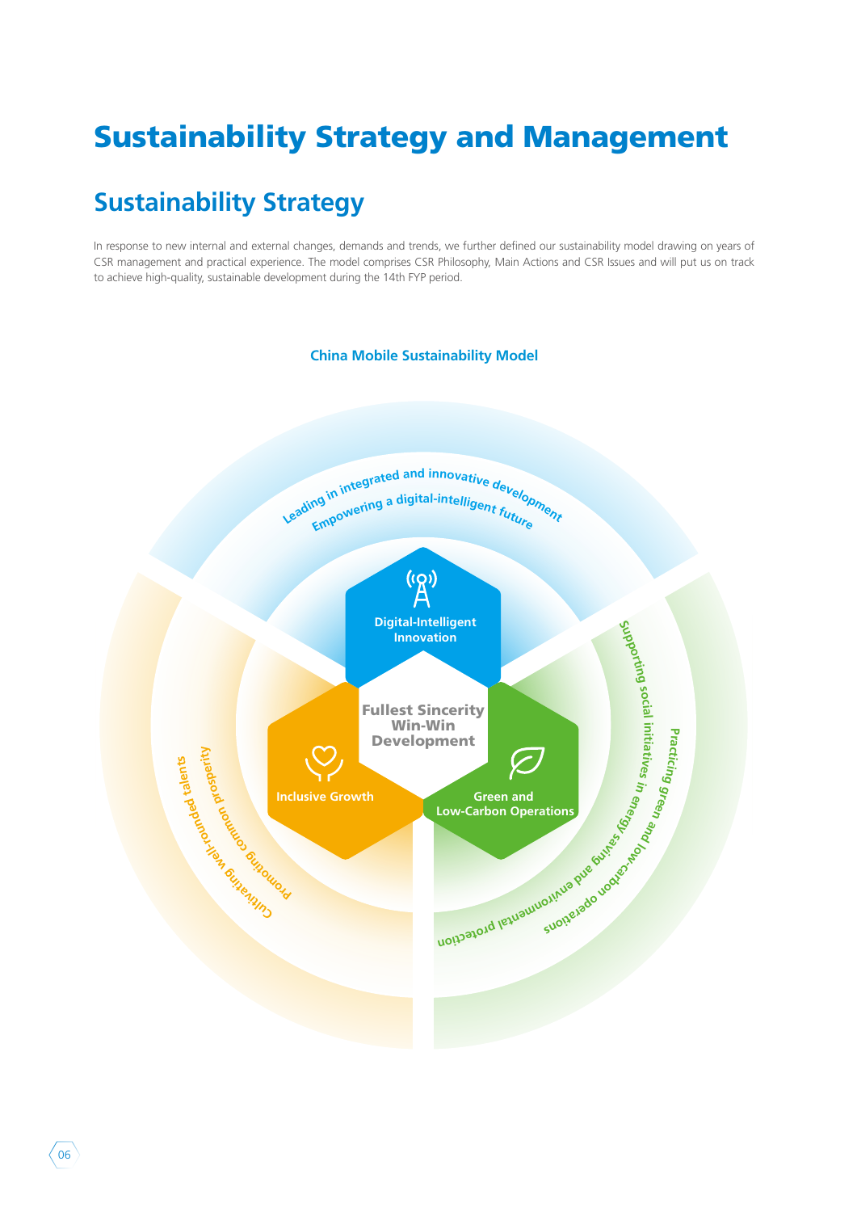# Sustainability Strategy and Management

## Sustainability Strategy

In response to new internal and external changes, demands and trends, we further defined our sustainability model drawing on years of CSR management and practical experience. The model comprises CSR Philosophy, Main Actions and CSR Issues and will put us on track to achieve high-quality, sustainable development during the 14th FYP period.

**China Mobile Sustainability Model**

Fullest Sincerity Win-Win Development

Digital-Intelligent Innovation
- Leading in integrated and innovative development
- Empowering a digital-intelligent future

Inclusive Growth
- Promoting common prosperity
- Cultivating well-rounded talents

Green and Low-Carbon Operations
- Supporting social initiatives in energy saving and environmental protection
- Practicing green and low-carbon operations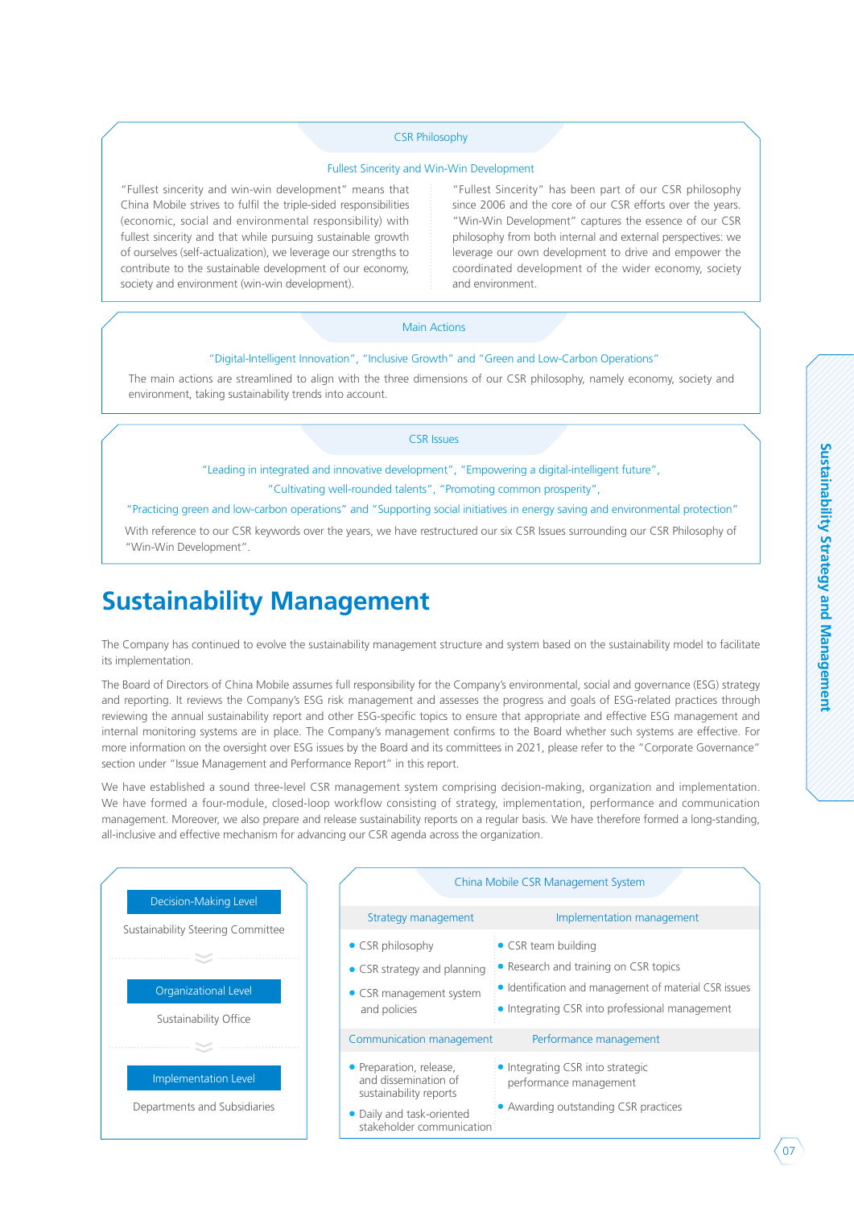### CSR Philosophy

**Fullest Sincerity and Win-Win Development**

"Fullest sincerity and win-win development" means that China Mobile strives to fulfil the triple-sided responsibilities (economic, social and environmental responsibility) with fullest sincerity and that while pursuing sustainable growth of ourselves (self-actualization), we leverage our strengths to contribute to the sustainable development of our economy, society and environment (win-win development).

"Fullest Sincerity" has been part of our CSR philosophy since 2006 and the core of our CSR efforts over the years. "Win-Win Development" captures the essence of our CSR philosophy from both internal and external perspectives: we leverage our own development to drive and empower the coordinated development of the wider economy, society and environment.

### Main Actions

**"Digital-Intelligent Innovation", "Inclusive Growth" and "Green and Low-Carbon Operations"**

The main actions are streamlined to align with the three dimensions of our CSR philosophy, namely economy, society and environment, taking sustainability trends into account.

### CSR Issues

**"Leading in integrated and innovative development", "Empowering a digital-intelligent future", "Cultivating well-rounded talents", "Promoting common prosperity", "Practicing green and low-carbon operations" and "Supporting social initiatives in energy saving and environmental protection"**

With reference to our CSR keywords over the years, we have restructured our six CSR Issues surrounding our CSR Philosophy of "Win-Win Development".

# Sustainability Management

The Company has continued to evolve the sustainability management structure and system based on the sustainability model to facilitate its implementation.

The Board of Directors of China Mobile assumes full responsibility for the Company's environmental, social and governance (ESG) strategy and reporting. It reviews the Company's ESG risk management and assesses the progress and goals of ESG-related practices through reviewing the annual sustainability report and other ESG-specific topics to ensure that appropriate and effective ESG management and internal monitoring systems are in place. The Company's management confirms to the Board whether such systems are effective. For more information on the oversight over ESG issues by the Board and its committees in 2021, please refer to the "Corporate Governance" section under "Issue Management and Performance Report" in this report.

We have established a sound three-level CSR management system comprising decision-making, organization and implementation. We have formed a four-module, closed-loop workflow consisting of strategy, implementation, performance and communication management. Moreover, we also prepare and release sustainability reports on a regular basis. We have therefore formed a long-standing, all-inclusive and effective mechanism for advancing our CSR agenda across the organization.

**Decision-Making Level**
Sustainability Steering Committee

**Organizational Level**
Sustainability Office

**Implementation Level**
Departments and Subsidiaries

### China Mobile CSR Management System

**Strategy management**
- CSR philosophy
- CSR strategy and planning
- CSR management system and policies

**Implementation management**
- CSR team building
- Research and training on CSR topics
- Identification and management of material CSR issues
- Integrating CSR into professional management

**Communication management**
- Preparation, release, and dissemination of sustainability reports
- Daily and task-oriented stakeholder communication

**Performance management**
- Integrating CSR into strategic performance management
- Awarding outstanding CSR practices